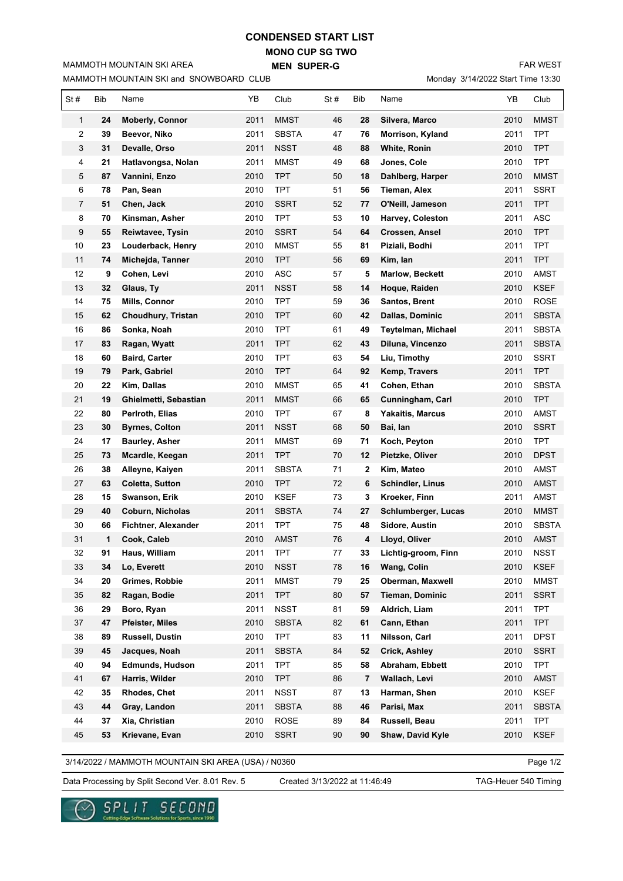# CONDENSED START LIST

## MONO CUP SG TWO

## MEN SUPER-G

MAMMOTH MOUNTAIN SKI AREA

MAMMOTH MOUNTAIN SKI and SNOWBOARD CLUB

FAR WEST

Monday 3/14/2022 Start Time 13:30

| St # | Bib | Name | YB | Club | St # | Bib | Name | YB | Club |
|---|---|---|---|---|---|---|---|---|---|
| 1 | **24** | **Moberly, Connor** | 2011 | MMST | 46 | **28** | **Silvera, Marco** | 2010 | MMST |
| 2 | **39** | **Beevor, Niko** | 2011 | SBSTA | 47 | **76** | **Morrison, Kyland** | 2011 | TPT |
| 3 | **31** | **Devalle, Orso** | 2011 | NSST | 48 | **88** | **White, Ronin** | 2010 | TPT |
| 4 | **21** | **Hatlavongsa, Nolan** | 2011 | MMST | 49 | **68** | **Jones, Cole** | 2010 | TPT |
| 5 | **87** | **Vannini, Enzo** | 2010 | TPT | 50 | **18** | **Dahlberg, Harper** | 2010 | MMST |
| 6 | **78** | **Pan, Sean** | 2010 | TPT | 51 | **56** | **Tieman, Alex** | 2011 | SSRT |
| 7 | **51** | **Chen, Jack** | 2010 | SSRT | 52 | **77** | **O'Neill, Jameson** | 2011 | TPT |
| 8 | **70** | **Kinsman, Asher** | 2010 | TPT | 53 | **10** | **Harvey, Coleston** | 2011 | ASC |
| 9 | **55** | **Reiwtavee, Tysin** | 2010 | SSRT | 54 | **64** | **Crossen, Ansel** | 2010 | TPT |
| 10 | **23** | **Louderback, Henry** | 2010 | MMST | 55 | **81** | **Piziali, Bodhi** | 2011 | TPT |
| 11 | **74** | **Michejda, Tanner** | 2010 | TPT | 56 | **69** | **Kim, Ian** | 2011 | TPT |
| 12 | **9** | **Cohen, Levi** | 2010 | ASC | 57 | **5** | **Marlow, Beckett** | 2010 | AMST |
| 13 | **32** | **Glaus, Ty** | 2011 | NSST | 58 | **14** | **Hoque, Raiden** | 2010 | KSEF |
| 14 | **75** | **Mills, Connor** | 2010 | TPT | 59 | **36** | **Santos, Brent** | 2010 | ROSE |
| 15 | **62** | **Choudhury, Tristan** | 2010 | TPT | 60 | **42** | **Dallas, Dominic** | 2011 | SBSTA |
| 16 | **86** | **Sonka, Noah** | 2010 | TPT | 61 | **49** | **Teytelman, Michael** | 2011 | SBSTA |
| 17 | **83** | **Ragan, Wyatt** | 2011 | TPT | 62 | **43** | **Diluna, Vincenzo** | 2011 | SBSTA |
| 18 | **60** | **Baird, Carter** | 2010 | TPT | 63 | **54** | **Liu, Timothy** | 2010 | SSRT |
| 19 | **79** | **Park, Gabriel** | 2010 | TPT | 64 | **92** | **Kemp, Travers** | 2011 | TPT |
| 20 | **22** | **Kim, Dallas** | 2010 | MMST | 65 | **41** | **Cohen, Ethan** | 2010 | SBSTA |
| 21 | **19** | **Ghielmetti, Sebastian** | 2011 | MMST | 66 | **65** | **Cunningham, Carl** | 2010 | TPT |
| 22 | **80** | **Perlroth, Elias** | 2010 | TPT | 67 | **8** | **Yakaitis, Marcus** | 2010 | AMST |
| 23 | **30** | **Byrnes, Colton** | 2011 | NSST | 68 | **50** | **Bai, Ian** | 2010 | SSRT |
| 24 | **17** | **Baurley, Asher** | 2011 | MMST | 69 | **71** | **Koch, Peyton** | 2010 | TPT |
| 25 | **73** | **Mcardle, Keegan** | 2011 | TPT | 70 | **12** | **Pietzke, Oliver** | 2010 | DPST |
| 26 | **38** | **Alleyne, Kaiyen** | 2011 | SBSTA | 71 | **2** | **Kim, Mateo** | 2010 | AMST |
| 27 | **63** | **Coletta, Sutton** | 2010 | TPT | 72 | **6** | **Schindler, Linus** | 2010 | AMST |
| 28 | **15** | **Swanson, Erik** | 2010 | KSEF | 73 | **3** | **Kroeker, Finn** | 2011 | AMST |
| 29 | **40** | **Coburn, Nicholas** | 2011 | SBSTA | 74 | **27** | **Schlumberger, Lucas** | 2010 | MMST |
| 30 | **66** | **Fichtner, Alexander** | 2011 | TPT | 75 | **48** | **Sidore, Austin** | 2010 | SBSTA |
| 31 | **1** | **Cook, Caleb** | 2010 | AMST | 76 | **4** | **Lloyd, Oliver** | 2010 | AMST |
| 32 | **91** | **Haus, William** | 2011 | TPT | 77 | **33** | **Lichtig-groom, Finn** | 2010 | NSST |
| 33 | **34** | **Lo, Everett** | 2010 | NSST | 78 | **16** | **Wang, Colin** | 2010 | KSEF |
| 34 | **20** | **Grimes, Robbie** | 2011 | MMST | 79 | **25** | **Oberman, Maxwell** | 2010 | MMST |
| 35 | **82** | **Ragan, Bodie** | 2011 | TPT | 80 | **57** | **Tieman, Dominic** | 2011 | SSRT |
| 36 | **29** | **Boro, Ryan** | 2011 | NSST | 81 | **59** | **Aldrich, Liam** | 2011 | TPT |
| 37 | **47** | **Pfeister, Miles** | 2010 | SBSTA | 82 | **61** | **Cann, Ethan** | 2011 | TPT |
| 38 | **89** | **Russell, Dustin** | 2010 | TPT | 83 | **11** | **Nilsson, Carl** | 2011 | DPST |
| 39 | **45** | **Jacques, Noah** | 2011 | SBSTA | 84 | **52** | **Crick, Ashley** | 2010 | SSRT |
| 40 | **94** | **Edmunds, Hudson** | 2011 | TPT | 85 | **58** | **Abraham, Ebbett** | 2010 | TPT |
| 41 | **67** | **Harris, Wilder** | 2010 | TPT | 86 | **7** | **Wallach, Levi** | 2010 | AMST |
| 42 | **35** | **Rhodes, Chet** | 2011 | NSST | 87 | **13** | **Harman, Shen** | 2010 | KSEF |
| 43 | **44** | **Gray, Landon** | 2011 | SBSTA | 88 | **46** | **Parisi, Max** | 2011 | SBSTA |
| 44 | **37** | **Xia, Christian** | 2010 | ROSE | 89 | **84** | **Russell, Beau** | 2011 | TPT |
| 45 | **53** | **Krievane, Evan** | 2010 | SSRT | 90 | **90** | **Shaw, David Kyle** | 2010 | KSEF |

3/14/2022 / MAMMOTH MOUNTAIN SKI AREA (USA) / N0360

Data Processing by Split Second Ver. 8.01 Rev. 5 Created 3/13/2022 at 11:46:49 TAG-Heuer 540 Timing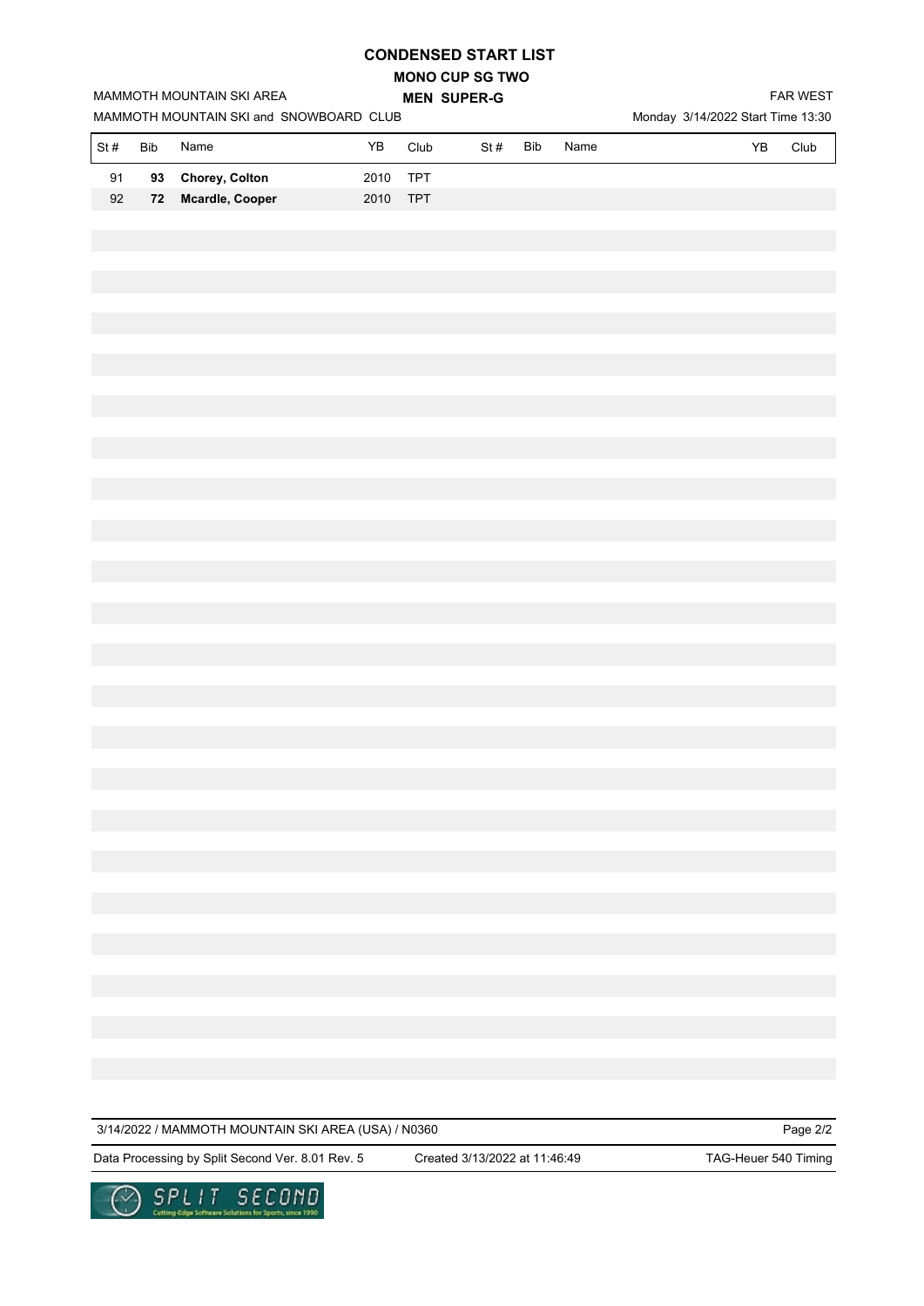# CONDENSED START LIST

## MONO CUP SG TWO

## MEN SUPER-G

MAMMOTH MOUNTAIN SKI AREA

MAMMOTH MOUNTAIN SKI and SNOWBOARD CLUB

FAR WEST

Monday 3/14/2022 Start Time 13:30

| St # | Bib | Name | YB | Club | St # | Bib | Name | YB | Club |
|---|---|---|---|---|---|---|---|---|---|
| 91 | **93** | **Chorey, Colton** | 2010 | TPT | | | | | |
| 92 | **72** | **Mcardle, Cooper** | 2010 | TPT | | | | | |

3/14/2022 / MAMMOTH MOUNTAIN SKI AREA (USA) / N0360

Data Processing by Split Second Ver. 8.01 Rev. 5 Created 3/13/2022 at 11:46:49 TAG-Heuer 540 Timing